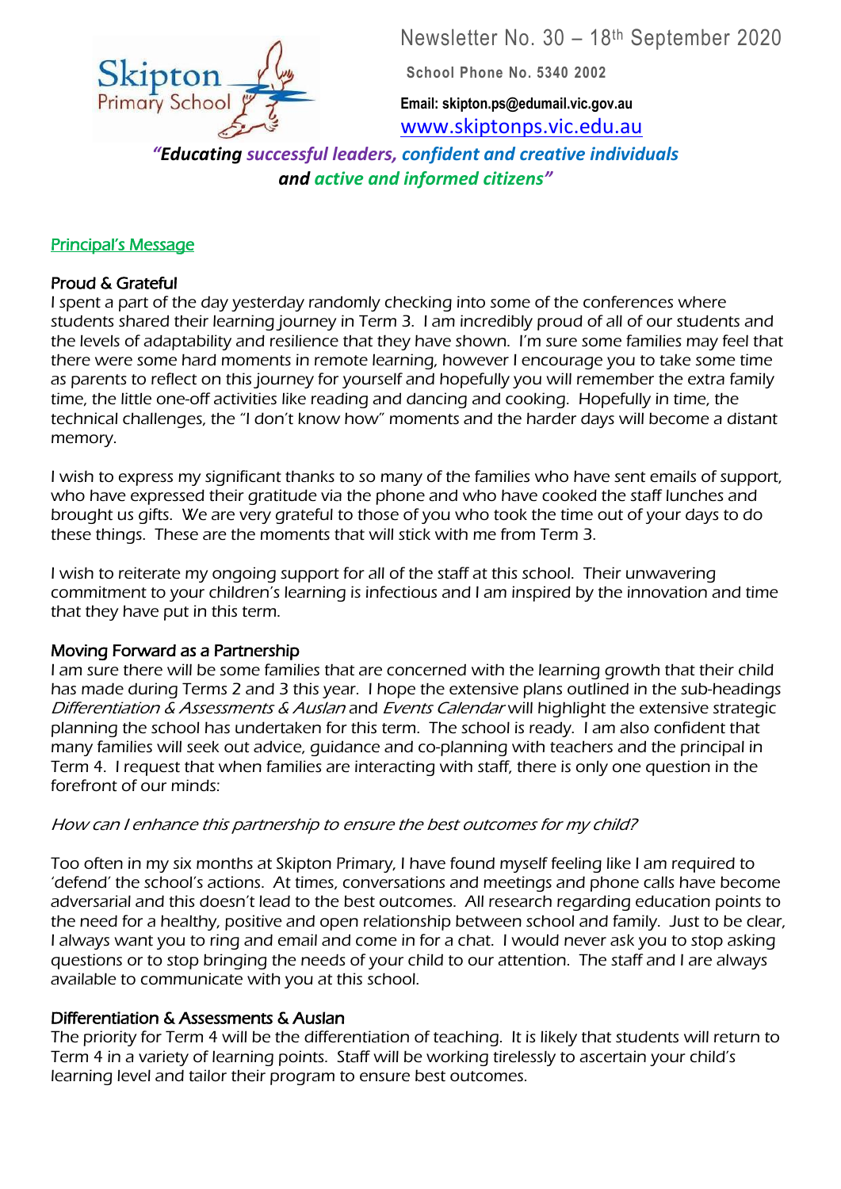Skipton Primary School

Newsletter No. 30 – 18th September 2020

**School Phone No. 5340 2002**

**Email: skipton.ps@edumail.vic.gov.au**

www.skiptonps.vic.edu.au

***"Educating successful leaders, confident and creative individuals and active and informed citizens"***

## Principal's Message

### Proud & Grateful

I spent a part of the day yesterday randomly checking into some of the conferences where students shared their learning journey in Term 3. I am incredibly proud of all of our students and the levels of adaptability and resilience that they have shown. I'm sure some families may feel that there were some hard moments in remote learning, however I encourage you to take some time as parents to reflect on this journey for yourself and hopefully you will remember the extra family time, the little one-off activities like reading and dancing and cooking. Hopefully in time, the technical challenges, the "I don't know how" moments and the harder days will become a distant memory.

I wish to express my significant thanks to so many of the families who have sent emails of support, who have expressed their gratitude via the phone and who have cooked the staff lunches and brought us gifts. We are very grateful to those of you who took the time out of your days to do these things. These are the moments that will stick with me from Term 3.

I wish to reiterate my ongoing support for all of the staff at this school. Their unwavering commitment to your children's learning is infectious and I am inspired by the innovation and time that they have put in this term.

### Moving Forward as a Partnership

I am sure there will be some families that are concerned with the learning growth that their child has made during Terms 2 and 3 this year. I hope the extensive plans outlined in the sub-headings *Differentiation & Assessments & Auslan* and *Events Calendar* will highlight the extensive strategic planning the school has undertaken for this term. The school is ready. I am also confident that many families will seek out advice, guidance and co-planning with teachers and the principal in Term 4. I request that when families are interacting with staff, there is only one question in the forefront of our minds:

*How can I enhance this partnership to ensure the best outcomes for my child?*

Too often in my six months at Skipton Primary, I have found myself feeling like I am required to 'defend' the school's actions. At times, conversations and meetings and phone calls have become adversarial and this doesn't lead to the best outcomes. All research regarding education points to the need for a healthy, positive and open relationship between school and family. Just to be clear, I always want you to ring and email and come in for a chat. I would never ask you to stop asking questions or to stop bringing the needs of your child to our attention. The staff and I are always available to communicate with you at this school.

### Differentiation & Assessments & Auslan

The priority for Term 4 will be the differentiation of teaching. It is likely that students will return to Term 4 in a variety of learning points. Staff will be working tirelessly to ascertain your child's learning level and tailor their program to ensure best outcomes.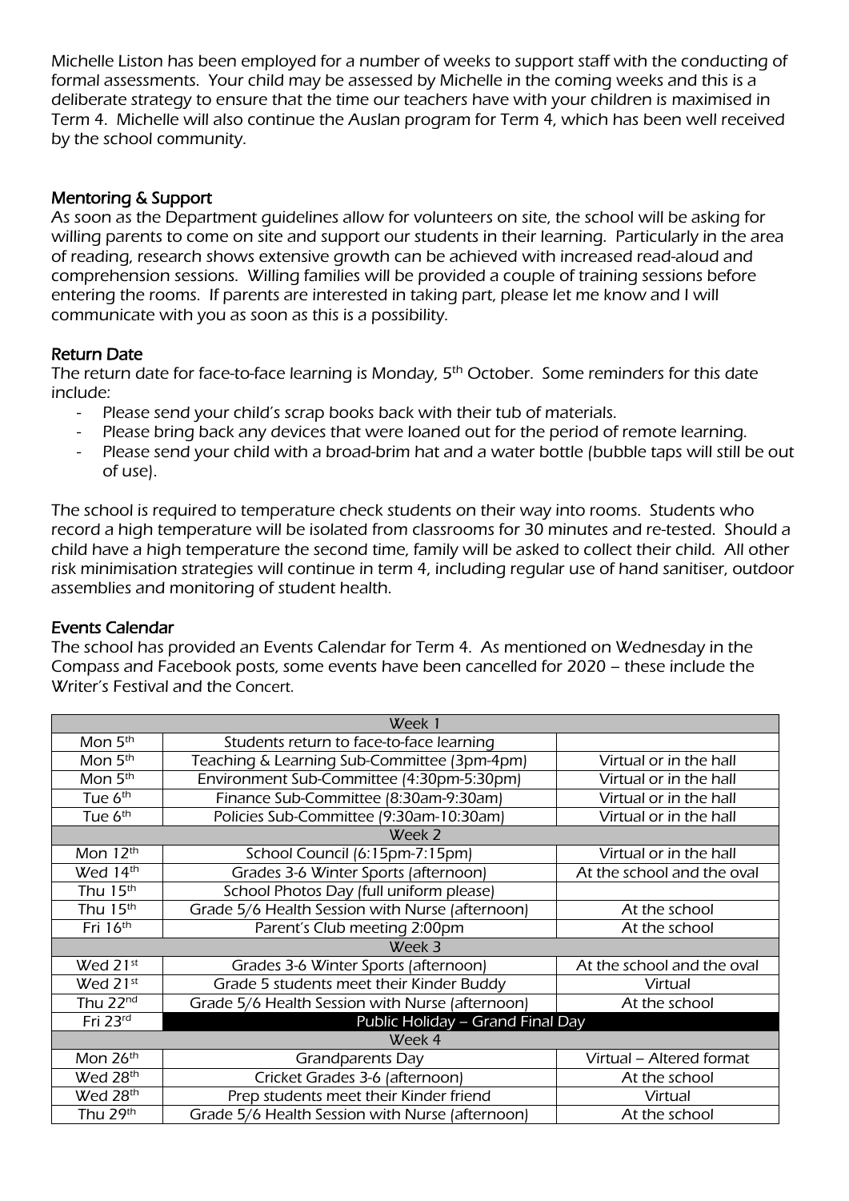Michelle Liston has been employed for a number of weeks to support staff with the conducting of formal assessments. Your child may be assessed by Michelle in the coming weeks and this is a deliberate strategy to ensure that the time our teachers have with your children is maximised in Term 4. Michelle will also continue the Auslan program for Term 4, which has been well received by the school community.

## Mentoring & Support

As soon as the Department guidelines allow for volunteers on site, the school will be asking for willing parents to come on site and support our students in their learning. Particularly in the area of reading, research shows extensive growth can be achieved with increased read-aloud and comprehension sessions. Willing families will be provided a couple of training sessions before entering the rooms. If parents are interested in taking part, please let me know and I will communicate with you as soon as this is a possibility.

## Return Date

The return date for face-to-face learning is Monday, 5th October. Some reminders for this date include:

- Please send your child's scrap books back with their tub of materials.
- Please bring back any devices that were loaned out for the period of remote learning.
- Please send your child with a broad-brim hat and a water bottle (bubble taps will still be out of use).

The school is required to temperature check students on their way into rooms. Students who record a high temperature will be isolated from classrooms for 30 minutes and re-tested. Should a child have a high temperature the second time, family will be asked to collect their child. All other risk minimisation strategies will continue in term 4, including regular use of hand sanitiser, outdoor assemblies and monitoring of student health.

## Events Calendar

The school has provided an Events Calendar for Term 4. As mentioned on Wednesday in the Compass and Facebook posts, some events have been cancelled for 2020 – these include the Writer's Festival and the Concert.

| Week 1 | | |
|---|---|---|
| Mon 5th | Students return to face-to-face learning | |
| Mon 5th | Teaching & Learning Sub-Committee (3pm-4pm) | Virtual or in the hall |
| Mon 5th | Environment Sub-Committee (4:30pm-5:30pm) | Virtual or in the hall |
| Tue 6th | Finance Sub-Committee (8:30am-9:30am) | Virtual or in the hall |
| Tue 6th | Policies Sub-Committee (9:30am-10:30am) | Virtual or in the hall |
| Week 2 | | |
| Mon 12th | School Council (6:15pm-7:15pm) | Virtual or in the hall |
| Wed 14th | Grades 3-6 Winter Sports (afternoon) | At the school and the oval |
| Thu 15th | School Photos Day (full uniform please) | |
| Thu 15th | Grade 5/6 Health Session with Nurse (afternoon) | At the school |
| Fri 16th | Parent's Club meeting 2:00pm | At the school |
| Week 3 | | |
| Wed 21st | Grades 3-6 Winter Sports (afternoon) | At the school and the oval |
| Wed 21st | Grade 5 students meet their Kinder Buddy | Virtual |
| Thu 22nd | Grade 5/6 Health Session with Nurse (afternoon) | At the school |
| Fri 23rd | Public Holiday – Grand Final Day | |
| Week 4 | | |
| Mon 26th | Grandparents Day | Virtual – Altered format |
| Wed 28th | Cricket Grades 3-6 (afternoon) | At the school |
| Wed 28th | Prep students meet their Kinder friend | Virtual |
| Thu 29th | Grade 5/6 Health Session with Nurse (afternoon) | At the school |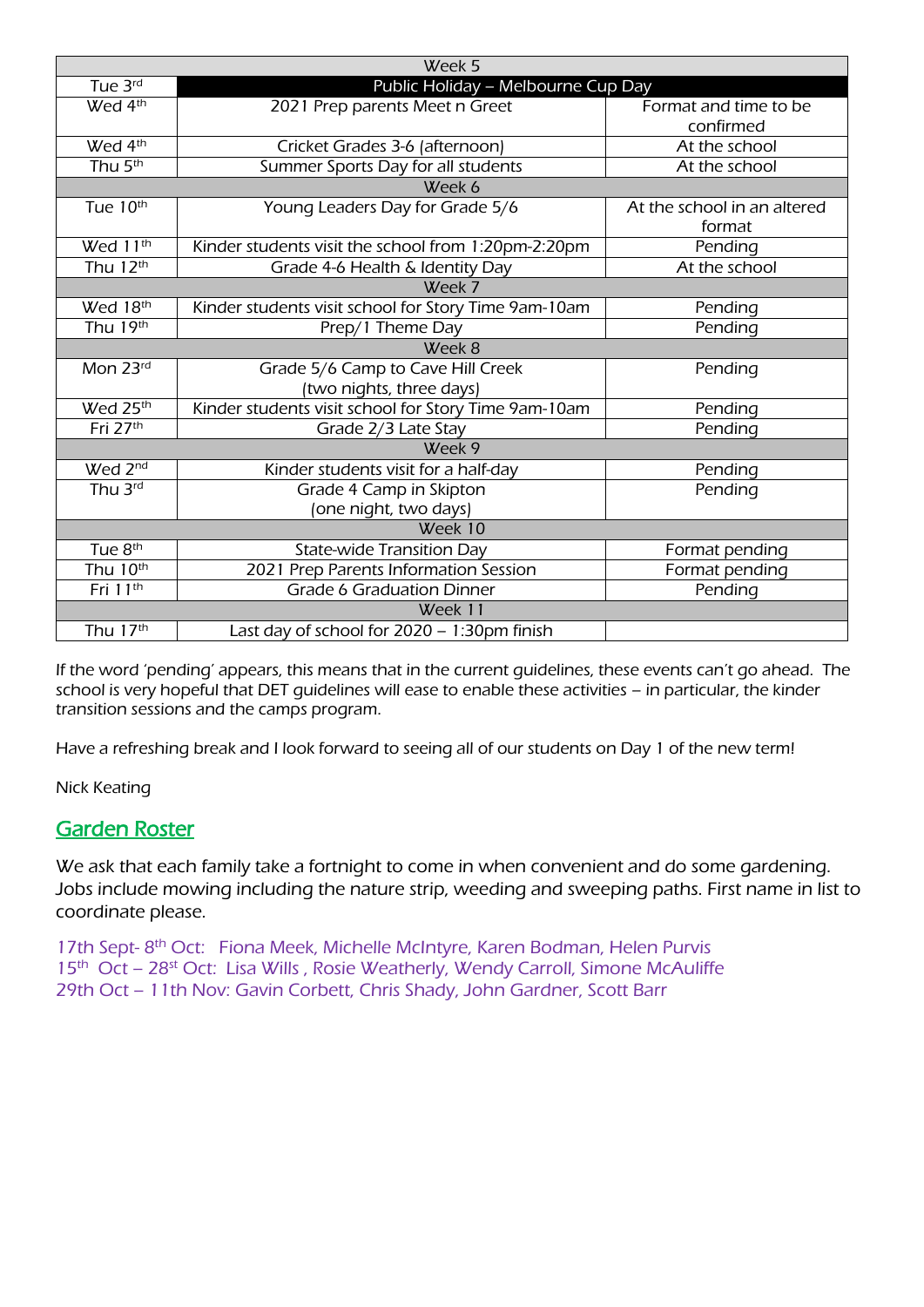| Week 5 | | |
|---|---|---|
| Tue 3rd | Public Holiday – Melbourne Cup Day | |
| Wed 4th | 2021 Prep parents Meet n Greet | Format and time to be confirmed |
| Wed 4th | Cricket Grades 3-6 (afternoon) | At the school |
| Thu 5th | Summer Sports Day for all students | At the school |
| Week 6 | | |
| Tue 10th | Young Leaders Day for Grade 5/6 | At the school in an altered format |
| Wed 11th | Kinder students visit the school from 1:20pm-2:20pm | Pending |
| Thu 12th | Grade 4-6 Health & Identity Day | At the school |
| Week 7 | | |
| Wed 18th | Kinder students visit school for Story Time 9am-10am | Pending |
| Thu 19th | Prep/1 Theme Day | Pending |
| Week 8 | | |
| Mon 23rd | Grade 5/6 Camp to Cave Hill Creek (two nights, three days) | Pending |
| Wed 25th | Kinder students visit school for Story Time 9am-10am | Pending |
| Fri 27th | Grade 2/3 Late Stay | Pending |
| Week 9 | | |
| Wed 2nd | Kinder students visit for a half-day | Pending |
| Thu 3rd | Grade 4 Camp in Skipton (one night, two days) | Pending |
| Week 10 | | |
| Tue 8th | State-wide Transition Day | Format pending |
| Thu 10th | 2021 Prep Parents Information Session | Format pending |
| Fri 11th | Grade 6 Graduation Dinner | Pending |
| Week 11 | | |
| Thu 17th | Last day of school for 2020 – 1:30pm finish | |

If the word 'pending' appears, this means that in the current guidelines, these events can't go ahead. The school is very hopeful that DET guidelines will ease to enable these activities – in particular, the kinder transition sessions and the camps program.

Have a refreshing break and I look forward to seeing all of our students on Day 1 of the new term!

Nick Keating

## Garden Roster

We ask that each family take a fortnight to come in when convenient and do some gardening. Jobs include mowing including the nature strip, weeding and sweeping paths. First name in list to coordinate please.

17th Sept- 8th Oct: Fiona Meek, Michelle McIntyre, Karen Bodman, Helen Purvis
15th Oct – 28st Oct: Lisa Wills , Rosie Weatherly, Wendy Carroll, Simone McAuliffe
29th Oct – 11th Nov: Gavin Corbett, Chris Shady, John Gardner, Scott Barr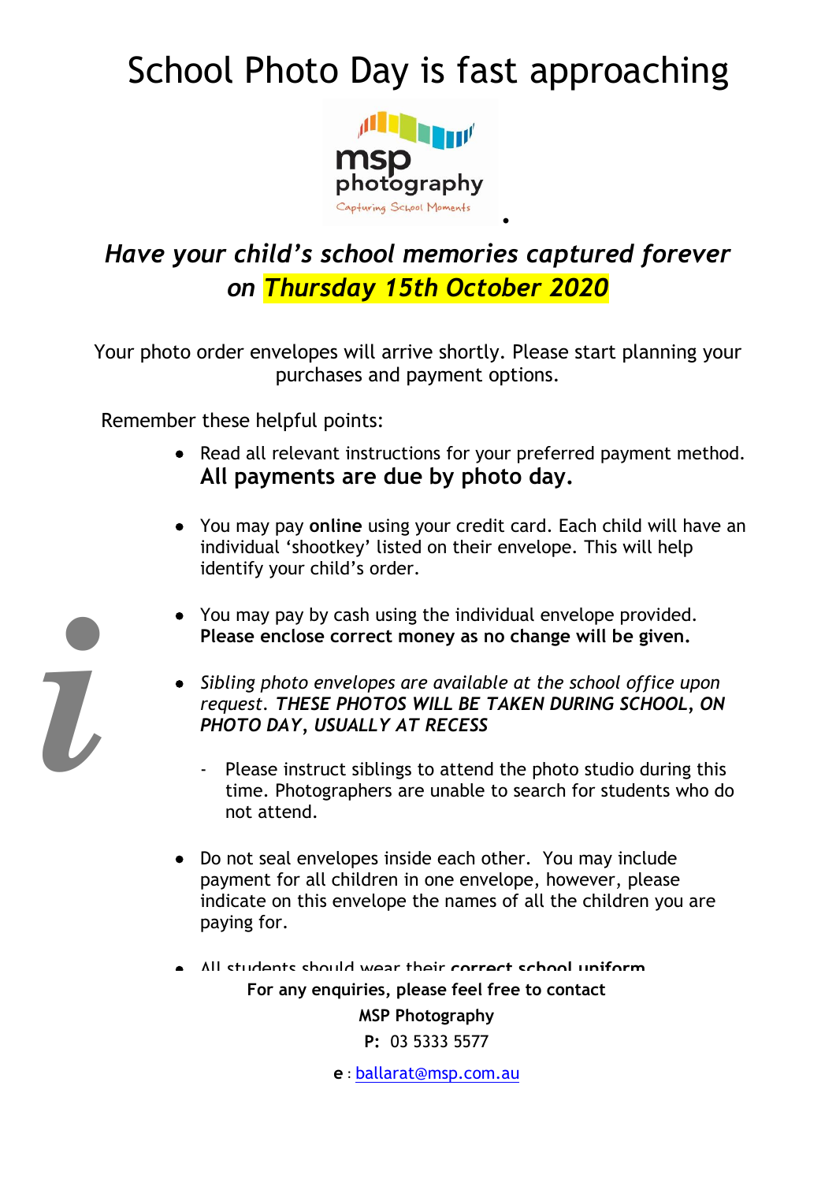# School Photo Day is fast approaching

msp photography

Capturing School Moments

## *Have your child's school memories captured forever on Thursday 15th October 2020*

Your photo order envelopes will arrive shortly. Please start planning your purchases and payment options.

Remember these helpful points:

- Read all relevant instructions for your preferred payment method. **All payments are due by photo day.**
- You may pay **online** using your credit card. Each child will have an individual 'shootkey' listed on their envelope. This will help identify your child's order.
- You may pay by cash using the individual envelope provided. **Please enclose correct money as no change will be given.**
- *Sibling photo envelopes are available at the school office upon request. **THESE PHOTOS WILL BE TAKEN DURING SCHOOL, ON PHOTO DAY, USUALLY AT RECESS***
  - Please instruct siblings to attend the photo studio during this time. Photographers are unable to search for students who do not attend.
- Do not seal envelopes inside each other. You may include payment for all children in one envelope, however, please indicate on this envelope the names of all the children you are paying for.
- All students should wear their **correct school uniform**

**For any enquiries, please feel free to contact**

**MSP Photography**

**P:** 03 5333 5577

**e** : ballarat@msp.com.au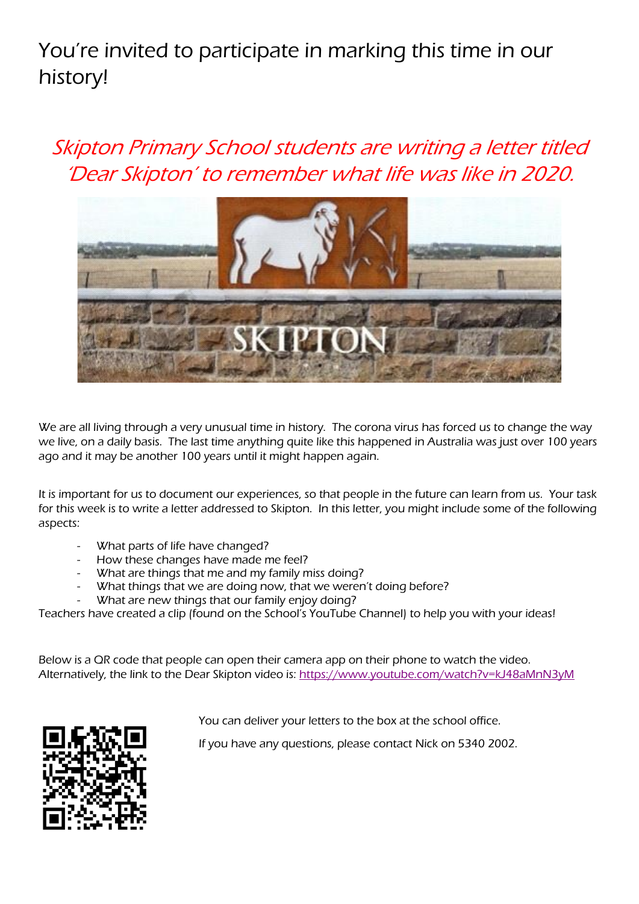# You're invited to participate in marking this time in our history!

## *Skipton Primary School students are writing a letter titled 'Dear Skipton' to remember what life was like in 2020.*

We are all living through a very unusual time in history. The corona virus has forced us to change the way we live, on a daily basis. The last time anything quite like this happened in Australia was just over 100 years ago and it may be another 100 years until it might happen again.

It is important for us to document our experiences, so that people in the future can learn from us. Your task for this week is to write a letter addressed to Skipton. In this letter, you might include some of the following aspects:

- What parts of life have changed?
- How these changes have made me feel?
- What are things that me and my family miss doing?
- What things that we are doing now, that we weren't doing before?
- What are new things that our family enjoy doing?

Teachers have created a clip (found on the School's YouTube Channel) to help you with your ideas!

Below is a QR code that people can open their camera app on their phone to watch the video.
Alternatively, the link to the Dear Skipton video is: https://www.youtube.com/watch?v=kJ48aMnN3yM

You can deliver your letters to the box at the school office.

If you have any questions, please contact Nick on 5340 2002.